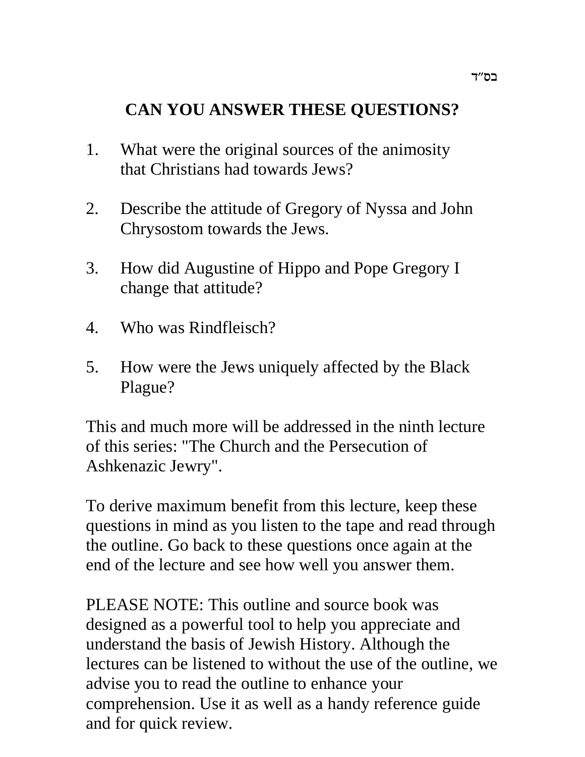בס״ד

# CAN YOU ANSWER THESE QUESTIONS?

1. What were the original sources of the animosity that Christians had towards Jews?

2. Describe the attitude of Gregory of Nyssa and John Chrysostom towards the Jews.

3. How did Augustine of Hippo and Pope Gregory I change that attitude?

4. Who was Rindfleisch?

5. How were the Jews uniquely affected by the Black Plague?

This and much more will be addressed in the ninth lecture of this series: "The Church and the Persecution of Ashkenazic Jewry".

To derive maximum benefit from this lecture, keep these questions in mind as you listen to the tape and read through the outline. Go back to these questions once again at the end of the lecture and see how well you answer them.

PLEASE NOTE: This outline and source book was designed as a powerful tool to help you appreciate and understand the basis of Jewish History. Although the lectures can be listened to without the use of the outline, we advise you to read the outline to enhance your comprehension. Use it as well as a handy reference guide and for quick review.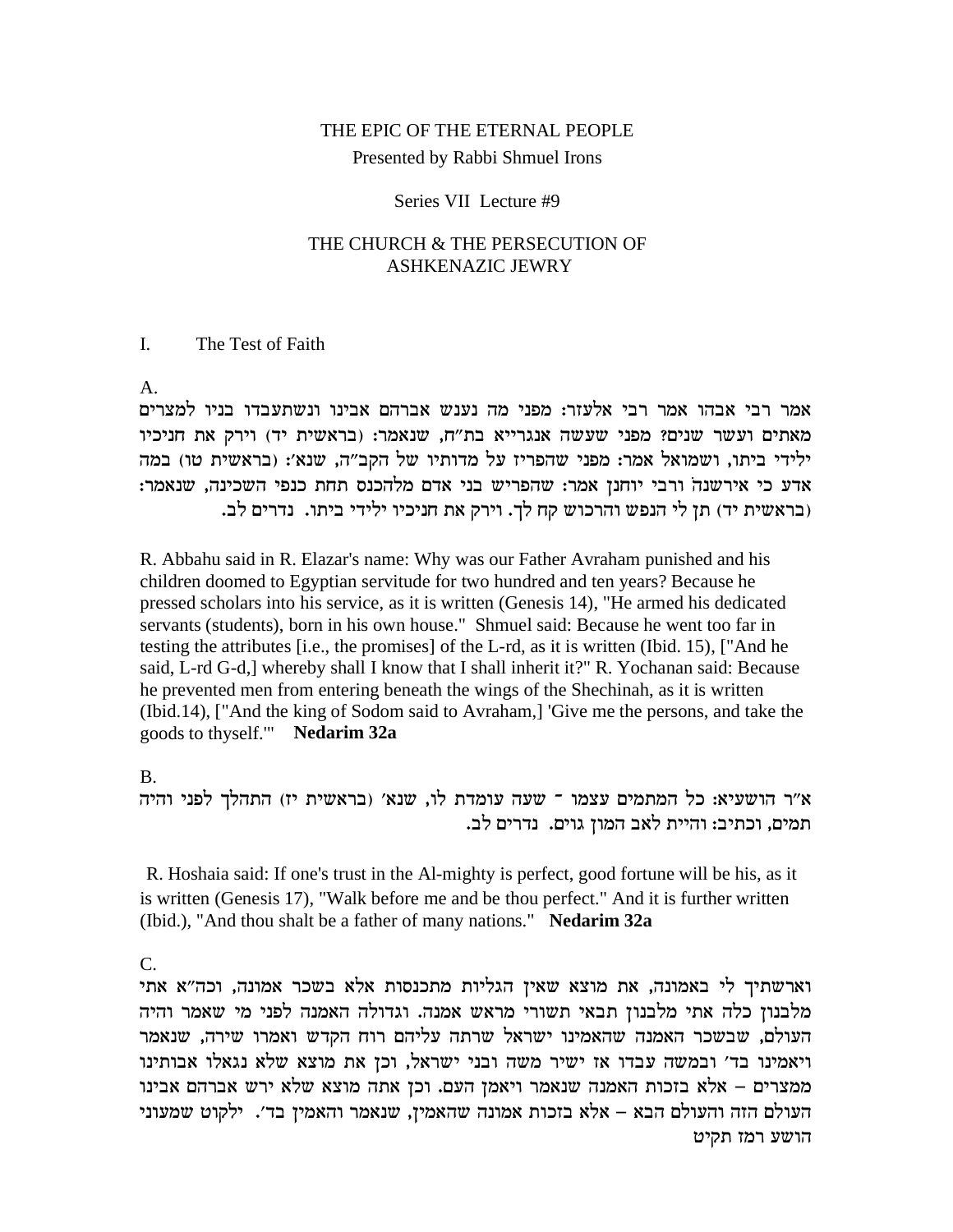THE EPIC OF THE ETERNAL PEOPLE

Presented by Rabbi Shmuel Irons

Series VII Lecture #9

# THE CHURCH & THE PERSECUTION OF ASHKENAZIC JEWRY

## I. The Test of Faith

A.

אמר רבי אבהו אמר רבי אלעזר: מפני מה נענש אברהם אבינו ונשתעבדו בניו למצרים מאתים ועשר שנים? מפני שעשה אנגרייא בת"ח, שנאמר: (בראשית יד) וירק את חניכיו ילידי ביתו, ושמואל אמר: מפני שהפריז על מדותיו של הקב"ה, שנא': (בראשית טו) במה אדע כי אירשנה ורבי יוחנן אמר: שהפריש בני אדם מלהכנס תחת כנפי השכינה, שנאמר: (בראשית יד) תן לי הנפש והרכוש קח לך. וירק את חניכיו ילידי ביתו. נדרים לב.

R. Abbahu said in R. Elazar's name: Why was our Father Avraham punished and his children doomed to Egyptian servitude for two hundred and ten years? Because he pressed scholars into his service, as it is written (Genesis 14), "He armed his dedicated servants (students), born in his own house." Shmuel said: Because he went too far in testing the attributes [i.e., the promises] of the L-rd, as it is written (Ibid. 15), ["And he said, L-rd G-d,] whereby shall I know that I shall inherit it?" R. Yochanan said: Because he prevented men from entering beneath the wings of the Shechinah, as it is written (Ibid.14), ["And the king of Sodom said to Avraham,] 'Give me the persons, and take the goods to thyself.'" **Nedarim 32a**

B.

א"ר הושעיא: כל המתמים עצמו - שעה עומדת לו, שנא' (בראשית יז) התהלך לפני והיה תמים, וכתיב: והיית לאב המון גוים. נדרים לב.

R. Hoshaia said: If one's trust in the Al-mighty is perfect, good fortune will be his, as it is written (Genesis 17), "Walk before me and be thou perfect." And it is further written (Ibid.), "And thou shalt be a father of many nations." **Nedarim 32a**

C.

וארשתיך לי באמונה, את מוצא שאין הגליות מתכנסות אלא בשכר אמונה, וכה"א אתי מלבנון כלה אתי מלבנון תבאי תשורי מראש אמנה. וגדולה האמנה לפני מי שאמר והיה העולם, שבשכר האמנה שהאמינו ישראל שרתה עליהם רוח הקדש ואמרו שירה, שנאמר ויאמינו בד' ובמשה עבדו אז ישיר משה ובני ישראל, וכן את מוצא שלא נגאלו אבותינו ממצרים – אלא בזכות האמנה שנאמר ויאמן העם. וכן אתה מוצא שלא ירש אברהם אבינו העולם הזה והעולם הבא – אלא בזכות אמונה שהאמין, שנאמר והאמין בד'. ילקוט שמעוני הושע רמז תקיט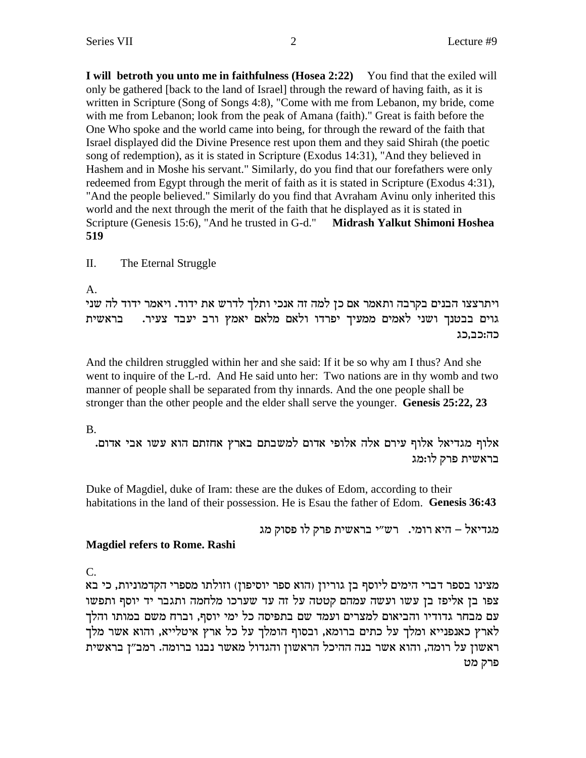**I will betroth you unto me in faithfulness (Hosea 2:22)** You find that the exiled will only be gathered [back to the land of Israel] through the reward of having faith, as it is written in Scripture (Song of Songs 4:8), "Come with me from Lebanon, my bride, come with me from Lebanon; look from the peak of Amana (faith)." Great is faith before the One Who spoke and the world came into being, for through the reward of the faith that Israel displayed did the Divine Presence rest upon them and they said Shirah (the poetic song of redemption), as it is stated in Scripture (Exodus 14:31), "And they believed in Hashem and in Moshe his servant." Similarly, do you find that our forefathers were only redeemed from Egypt through the merit of faith as it is stated in Scripture (Exodus 4:31), "And the people believed." Similarly do you find that Avraham Avinu only inherited this world and the next through the merit of the faith that he displayed as it is stated in Scripture (Genesis 15:6), "And he trusted in G-d." **Midrash Yalkut Shimoni Hoshea 519**

II. The Eternal Struggle

A.

ויתרצצו הבנים בקרבה ותאמר אם כן למה זה אנכי ותלך לדרש את ידוד. ויאמר ידוד לה שני גוים בבטנך ושני לאמים ממעיך יפרדו ולאם מלאם יאמץ ורב יעבד צעיר. בראשית כה:כב,כג

And the children struggled within her and she said: If it be so why am I thus? And she went to inquire of the L-rd. And He said unto her: Two nations are in thy womb and two manner of people shall be separated from thy innards. And the one people shall be stronger than the other people and the elder shall serve the younger. **Genesis 25:22, 23**

B.

אלוף מגדיאל אלוף עירם אלה אלופי אדום למשבתם בארץ אחזתם הוא עשו אבי אדום. בראשית פרק לו:מג

Duke of Magdiel, duke of Iram: these are the dukes of Edom, according to their habitations in the land of their possession. He is Esau the father of Edom. **Genesis 36:43**

מגדיאל – היא רומי. רש"י בראשית פרק לו פסוק מג

**Magdiel refers to Rome. Rashi**

C.

מצינו בספר דברי הימים ליוסף בן גוריון (הוא ספר יוסיפון) וזולתו מספרי הקדמוניות, כי בא צפו בן אליפז בן עשו ועשה עמהם קטטה על זה עד שערכו מלחמה ותגבר יד יוסף ותפשו עם מבחר גדודיו והביאום למצרים ועמד שם בתפיסה כל ימי יוסף, וברח משם במותו והלך לארץ כאנפנייא ומלך על כתים ברומא, ובסוף הומלך על כל ארץ איטלייא, והוא אשר מלך ראשון על רומה, והוא אשר בנה ההיכל הראשון והגדול מאשר נבנו ברומה. רמב"ן בראשית פרק מט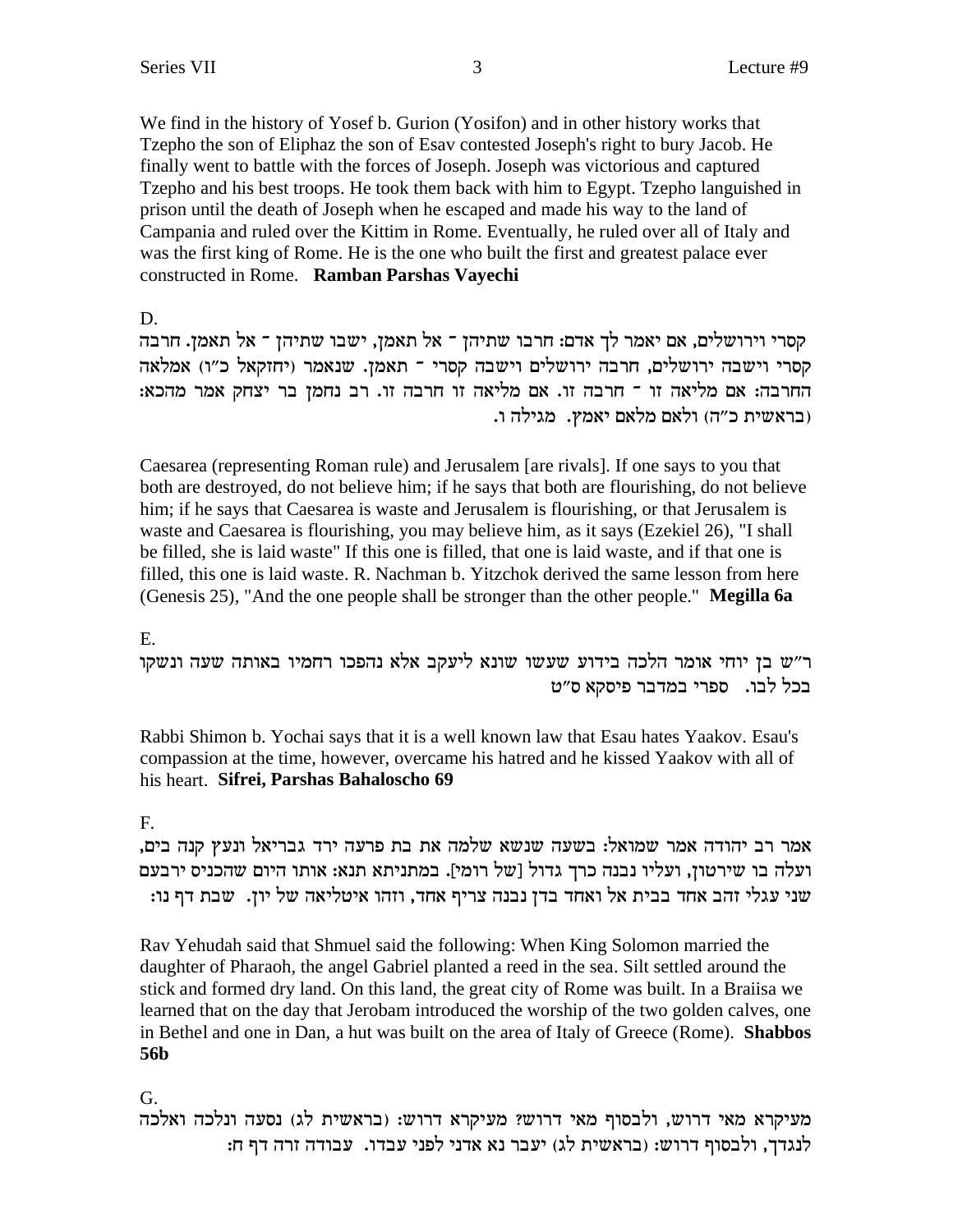We find in the history of Yosef b. Gurion (Yosifon) and in other history works that Tzepho the son of Eliphaz the son of Esav contested Joseph's right to bury Jacob. He finally went to battle with the forces of Joseph. Joseph was victorious and captured Tzepho and his best troops. He took them back with him to Egypt. Tzepho languished in prison until the death of Joseph when he escaped and made his way to the land of Campania and ruled over the Kittim in Rome. Eventually, he ruled over all of Italy and was the first king of Rome. He is the one who built the first and greatest palace ever constructed in Rome. **Ramban Parshas Vayechi**

D.

קסרי וירושלים, אם יאמר לך אדם: חרבו שתיהן ־ אל תאמן, ישבו שתיהן ־ אל תאמן. חרבה קסרי וישבה ירושלים, חרבה ירושלים וישבה קסרי ־ תאמן. שנאמר (יחזקאל כ"ו) אמלאה החרבה: אם מליאה זו ־ חרבה זו. אם מליאה זו חרבה זו. רב נחמן בר יצחק אמר מהכא: (בראשית כ"ה) ולאם מלאם יאמץ. מגילה ו.

Caesarea (representing Roman rule) and Jerusalem [are rivals]. If one says to you that both are destroyed, do not believe him; if he says that both are flourishing, do not believe him; if he says that Caesarea is waste and Jerusalem is flourishing, or that Jerusalem is waste and Caesarea is flourishing, you may believe him, as it says (Ezekiel 26), "I shall be filled, she is laid waste" If this one is filled, that one is laid waste, and if that one is filled, this one is laid waste. R. Nachman b. Yitzchok derived the same lesson from here (Genesis 25), "And the one people shall be stronger than the other people." **Megilla 6a**

E.

ר"ש בן יוחי אומר הלכה בידוע שעשו שונא ליעקב אלא נהפכו רחמיו באותה שעה ונשקו בכל לבו. ספרי במדבר פיסקא ס"ט

Rabbi Shimon b. Yochai says that it is a well known law that Esau hates Yaakov. Esau's compassion at the time, however, overcame his hatred and he kissed Yaakov with all of his heart. **Sifrei, Parshas Bahaloscho 69**

F.

אמר רב יהודה אמר שמואל: בשעה שנשא שלמה את בת פרעה ירד גבריאל ונעץ קנה בים, ועלה בו שירטון, ועליו נבנה כרך גדול [של רומי]. במתניתא תנא: אותו היום שהכניס ירבעם שני עגלי זהב אחד בבית אל ואחד בדן נבנה צריף אחד, וזהו איטליאה של יון. שבת דף נו:

Rav Yehudah said that Shmuel said the following: When King Solomon married the daughter of Pharaoh, the angel Gabriel planted a reed in the sea. Silt settled around the stick and formed dry land. On this land, the great city of Rome was built. In a Braiisa we learned that on the day that Jerobam introduced the worship of the two golden calves, one in Bethel and one in Dan, a hut was built on the area of Italy of Greece (Rome). **Shabbos 56b**

G.

מעיקרא מאי דרוש, ולבסוף מאי דרוש? מעיקרא דרוש: (בראשית לג) נסעה ונלכה ואלכה לנגדך, ולבסוף דרוש: (בראשית לג) יעבר נא אדני לפני עבדו. עבודה זרה דף ח: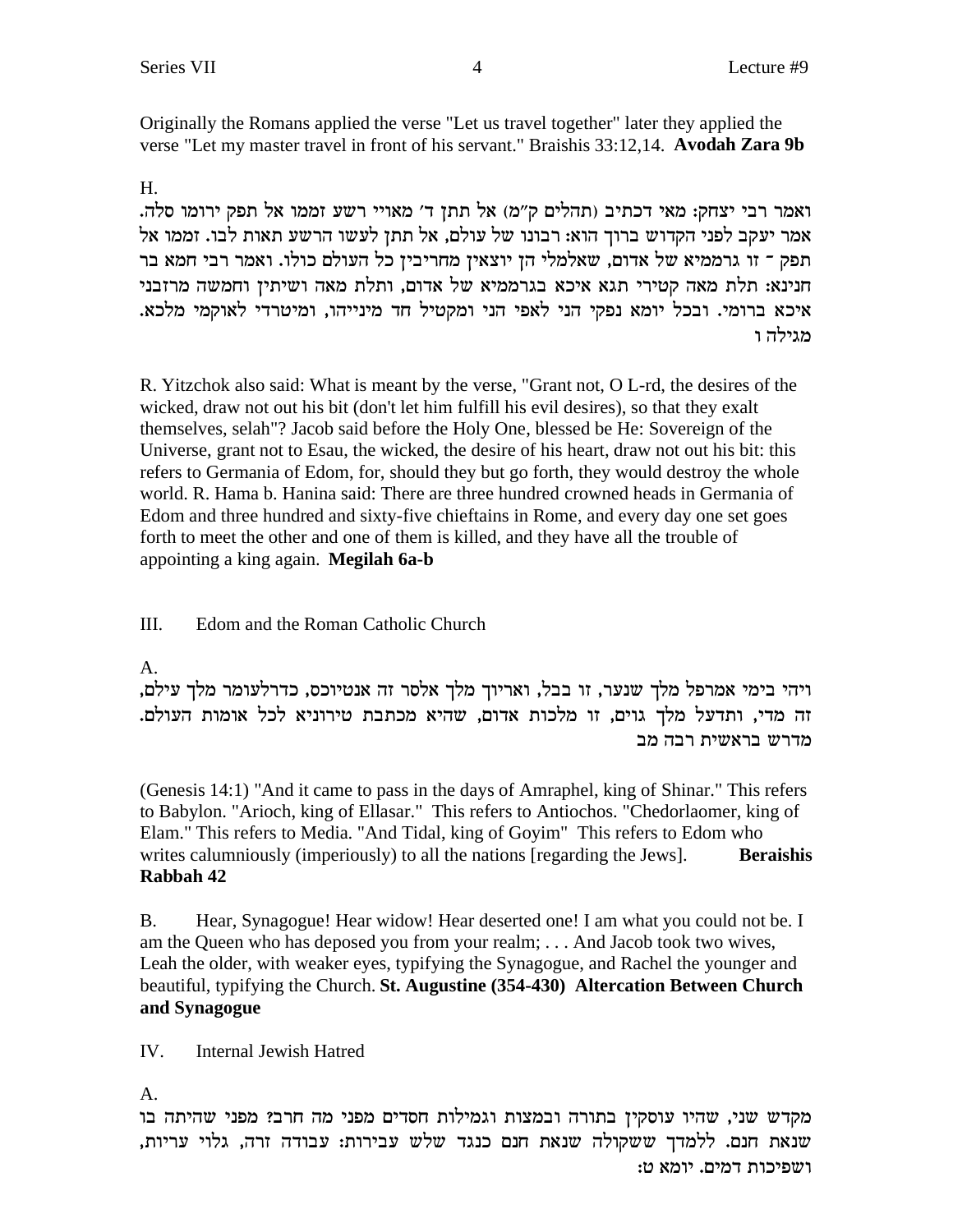Originally the Romans applied the verse "Let us travel together" later they applied the verse "Let my master travel in front of his servant." Braishis 33:12,14. **Avodah Zara 9b**

H.

ואמר רבי יצחק: מאי דכתיב (תהלים ק"מ) אל תתן ד' מאויי רשע זממו אל תפק ירומו סלה. אמר יעקב לפני הקדוש ברוך הוא: רבונו של עולם, אל תתן לעשו הרשע תאות לבו. זממו אל תפק - זו גרממיא של אדום, שאלמלי הן יוצאין מחריבין כל העולם כולו. ואמר רבי חמא בר חנינא: תלת מאה קטירי תגא איכא בגרממיא של אדום, ותלת מאה ושיתין וחמשה מרזבני איכא ברומי. ובכל יומא נפקי הני לאפי הני ומקטיל חד מינייהו, ומיטרדי לאוקמי מלכא. מגילה ו

R. Yitzchok also said: What is meant by the verse, "Grant not, O L-rd, the desires of the wicked, draw not out his bit (don't let him fulfill his evil desires), so that they exalt themselves, selah"? Jacob said before the Holy One, blessed be He: Sovereign of the Universe, grant not to Esau, the wicked, the desire of his heart, draw not out his bit: this refers to Germania of Edom, for, should they but go forth, they would destroy the whole world. R. Hama b. Hanina said: There are three hundred crowned heads in Germania of Edom and three hundred and sixty-five chieftains in Rome, and every day one set goes forth to meet the other and one of them is killed, and they have all the trouble of appointing a king again. **Megilah 6a-b**

## III. Edom and the Roman Catholic Church

A.

ויהי בימי אמרפל מלך שנער, זו בבל, ואריוך מלך אלסר זה אנטיוכס, כדרלעומר מלך עילם, זה מדי, ותדעל מלך גוים, זו מלכות אדום, שהיא מכתבת טירוניא לכל אומות העולם. מדרש בראשית רבה מב

(Genesis 14:1) "And it came to pass in the days of Amraphel, king of Shinar." This refers to Babylon. "Arioch, king of Ellasar." This refers to Antiochos. "Chedorlaomer, king of Elam." This refers to Media. "And Tidal, king of Goyim" This refers to Edom who writes calumniously (imperiously) to all the nations [regarding the Jews]. **Beraishis Rabbah 42**

B. Hear, Synagogue! Hear widow! Hear deserted one! I am what you could not be. I am the Queen who has deposed you from your realm; . . . And Jacob took two wives, Leah the older, with weaker eyes, typifying the Synagogue, and Rachel the younger and beautiful, typifying the Church. **St. Augustine (354-430) Altercation Between Church and Synagogue**

## IV. Internal Jewish Hatred

A.

מקדש שני, שהיו עוסקין בתורה ובמצות וגמילות חסדים מפני מה חרב? מפני שהיתה בו שנאת חנם. ללמדך ששקולה שנאת חנם כנגד שלש עבירות: עבודה זרה, גלוי עריות, ושפיכות דמים. יומא ט: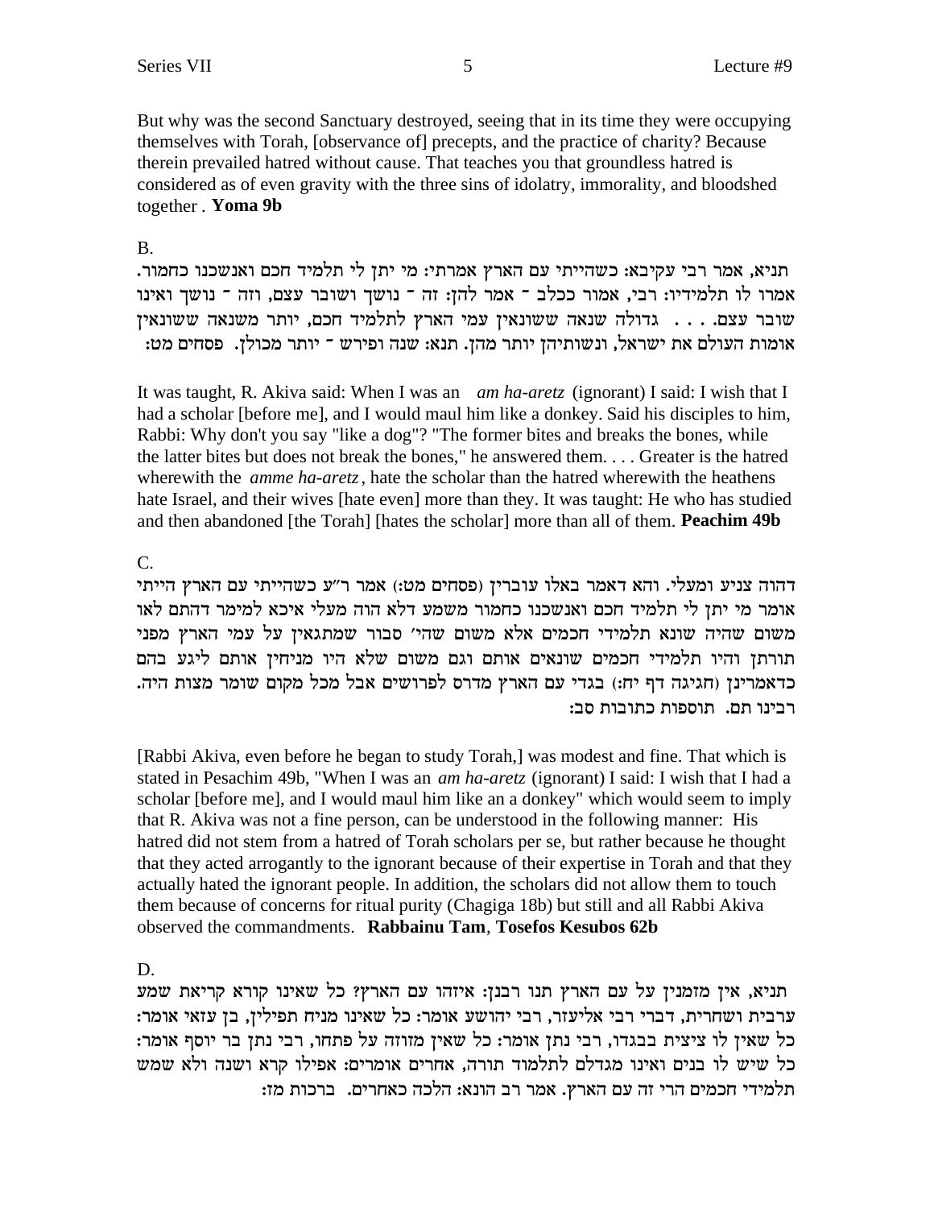But why was the second Sanctuary destroyed, seeing that in its time they were occupying themselves with Torah, [observance of] precepts, and the practice of charity? Because therein prevailed hatred without cause. That teaches you that groundless hatred is considered as of even gravity with the three sins of idolatry, immorality, and bloodshed together . **Yoma 9b**

B.

תניא, אמר רבי עקיבא: כשהייתי עם הארץ אמרתי: מי יתן לי תלמיד חכם ואנשכנו כחמור. אמרו לו תלמידיו: רבי, אמור ככלב - אמר להן: זה - נושך ושובר עצם, וזה - נושך ואינו שובר עצם. . . . גדולה שנאה ששונאין עמי הארץ לתלמיד חכם, יותר משנאה ששונאין אומות העולם את ישראל, ונשותיהן יותר מהן. תנא: שנה ופירש - יותר מכולן. פסחים מט:

It was taught, R. Akiva said: When I was an *am ha-aretz* (ignorant) I said: I wish that I had a scholar [before me], and I would maul him like a donkey. Said his disciples to him, Rabbi: Why don't you say "like a dog"? "The former bites and breaks the bones, while the latter bites but does not break the bones," he answered them. . . . Greater is the hatred wherewith the *amme ha-aretz*, hate the scholar than the hatred wherewith the heathens hate Israel, and their wives [hate even] more than they. It was taught: He who has studied and then abandoned [the Torah] [hates the scholar] more than all of them. **Peachim 49b**

C.

דהוה צניע ומעלי. והא דאמר באלו עוברין (פסחים מט:) אמר ר"ע כשהייתי עם הארץ הייתי אומר מי יתן לי תלמיד חכם ואנשכנו כחמור משמע דלא הוה מעלי איכא למימר דהתם לאו משום שהיה שונא תלמידי חכמים אלא משום שהי' סבור שמתגאין על עמי הארץ מפני תורתן והיו תלמידי חכמים שונאים אותם וגם משום שלא היו מניחין אותם ליגע בהם כדאמרינן (חגיגה דף יח:) בגדי עם הארץ מדרס לפרושים אבל מכל מקום שומר מצות היה. רבינו תם. תוספות כתובות סב:

[Rabbi Akiva, even before he began to study Torah,] was modest and fine. That which is stated in Pesachim 49b, "When I was an *am ha-aretz* (ignorant) I said: I wish that I had a scholar [before me], and I would maul him like an a donkey" which would seem to imply that R. Akiva was not a fine person, can be understood in the following manner: His hatred did not stem from a hatred of Torah scholars per se, but rather because he thought that they acted arrogantly to the ignorant because of their expertise in Torah and that they actually hated the ignorant people. In addition, the scholars did not allow them to touch them because of concerns for ritual purity (Chagiga 18b) but still and all Rabbi Akiva observed the commandments. **Rabbainu Tam**, **Tosefos Kesubos 62b**

D.

תניא, אין מזמנין על עם הארץ תנו רבנן: איזהו עם הארץ? כל שאינו קורא קריאת שמע ערבית ושחרית, דברי רבי אליעזר, רבי יהושע אומר: כל שאינו מניח תפילין, בן עזאי אומר: כל שאין לו ציצית בבגדו, רבי נתן אומר: כל שאין מזוזה על פתחו, רבי נתן בר יוסף אומר: כל שיש לו בנים ואינו מגדלם לתלמוד תורה, אחרים אומרים: אפילו קרא ושנה ולא שמש תלמידי חכמים הרי זה עם הארץ. אמר רב הונא: הלכה כאחרים. ברכות מז: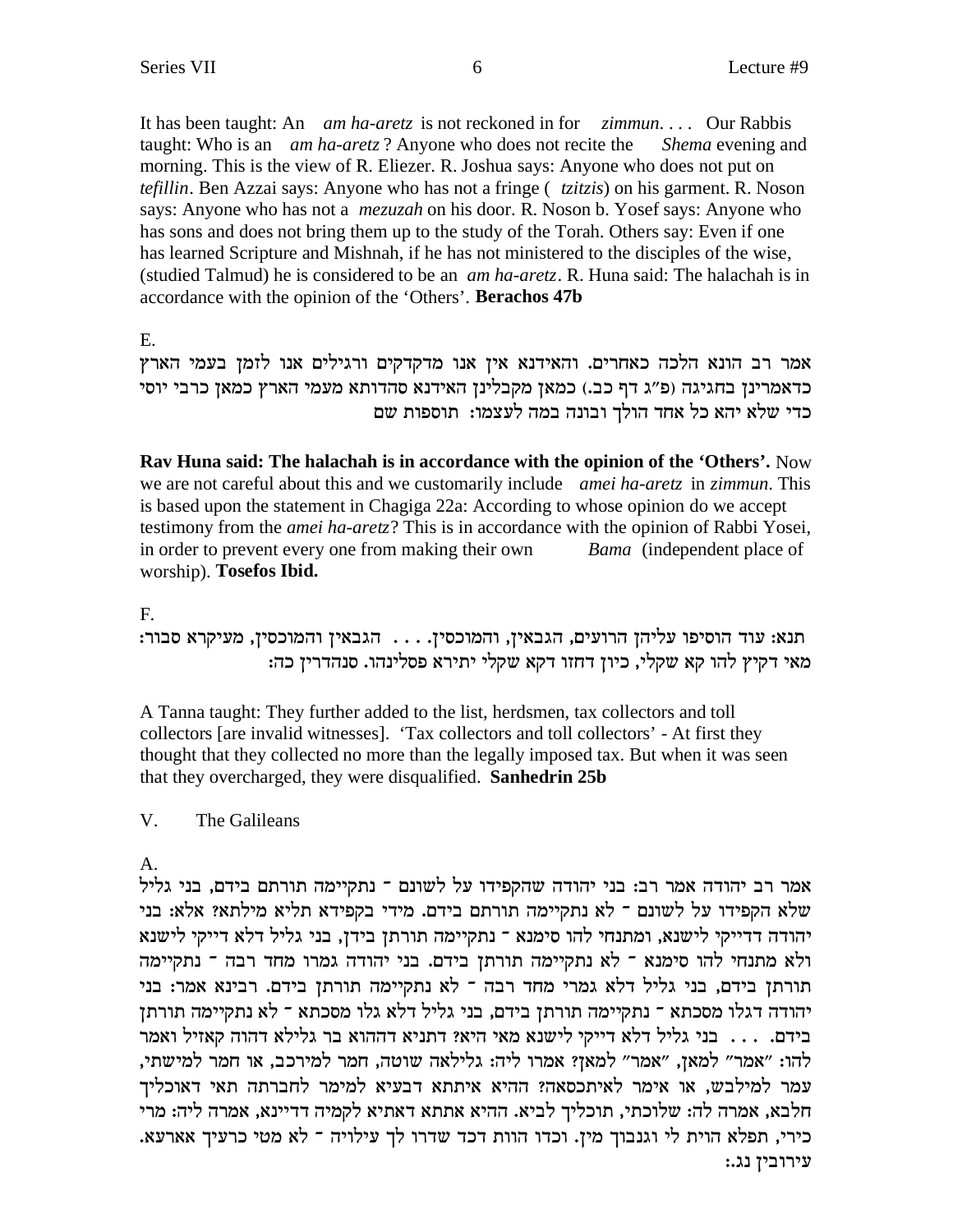It has been taught: An *am ha-aretz* is not reckoned in for *zimmun*. . . . Our Rabbis taught: Who is an *am ha-aretz* ? Anyone who does not recite the *Shema* evening and morning. This is the view of R. Eliezer. R. Joshua says: Anyone who does not put on *tefillin*. Ben Azzai says: Anyone who has not a fringe ( *tzitzis*) on his garment. R. Noson says: Anyone who has not a *mezuzah* on his door. R. Noson b. Yosef says: Anyone who has sons and does not bring them up to the study of the Torah. Others say: Even if one has learned Scripture and Mishnah, if he has not ministered to the disciples of the wise, (studied Talmud) he is considered to be an *am ha-aretz*. R. Huna said: The halachah is in accordance with the opinion of the 'Others'. **Berachos 47b**

E.

אמר רב הונא הלכה כאחרים. והאידנא אין אנו מדקדקים ורגילים אנו לזמן בעמי הארץ כדאמרינן בחגיגה (פ"ג דף כב.) כמאן מקבלינן האידנא סהדותא מעמי הארץ כמאן כרבי יוסי כדי שלא יהא כל אחד הולך ובונה במה לעצמו: תוספות שם

**Rav Huna said: The halachah is in accordance with the opinion of the 'Others'.** Now we are not careful about this and we customarily include *amei ha-aretz* in *zimmun*. This is based upon the statement in Chagiga 22a: According to whose opinion do we accept testimony from the *amei ha-aretz*? This is in accordance with the opinion of Rabbi Yosei, in order to prevent every one from making their own *Bama* (independent place of worship). **Tosefos Ibid.**

F.

תנא: עוד הוסיפו עליהן הרועים, הגבאין, והמוכסין. . . . הגבאין והמוכסין, מעיקרא סבור: מאי דקיץ להו קא שקלי, כיון דחזו דקא שקלי יתירא פסלינהו. סנהדרין כה:

A Tanna taught: They further added to the list, herdsmen, tax collectors and toll collectors [are invalid witnesses]. 'Tax collectors and toll collectors' - At first they thought that they collected no more than the legally imposed tax. But when it was seen that they overcharged, they were disqualified. **Sanhedrin 25b**

## V. The Galileans

A.

אמר רב יהודה אמר רב: בני יהודה שהקפידו על לשונם - נתקיימה תורתם בידם, בני גליל שלא הקפידו על לשונם - לא נתקיימה תורתם בידם. מידי בקפידא תליא מילתא? אלא: בני יהודה דדייקי לישנא, ומתנחי להו סימנא - נתקיימה תורתן בידן, בני גליל דלא דייקי לישנא ולא מתנחי להו סימנא - לא נתקיימה תורתן בידם. בני יהודה גמרו מחד רבה - נתקיימה תורתן בידם, בני גליל דלא גמרי מחד רבה - לא נתקיימה תורתן בידם. רבינא אמר: בני יהודה דגלו מסכתא - נתקיימה תורתן בידם, בני גליל דלא גלו מסכתא - לא נתקיימה תורתן בידם. . . . בני גליל דלא דייקי לישנא מאי היא? דתניא דההוא בר גלילא דהוה קאזיל ואמר להו: "אמר" למאן, "אמר" למאן? אמרו ליה: גלילאה שוטה, חמר למירכב, או חמר למישתי, עמר למילבש, או אימר לאיתכסאה? ההיא איתתא דבעיא למימר לחברתה תאי דאוכליך חלבא, אמרה לה: שלוכתי, תוכליך לביא. ההיא אתתא דאתיא לקמיה דדיינא, אמרה ליה: מרי כירי, תפלא הוית לי וגנבוך מין. וכדו הוות דכד שדרו לך עילויה - לא מטי כרעיך אארעא. עירובין נג.: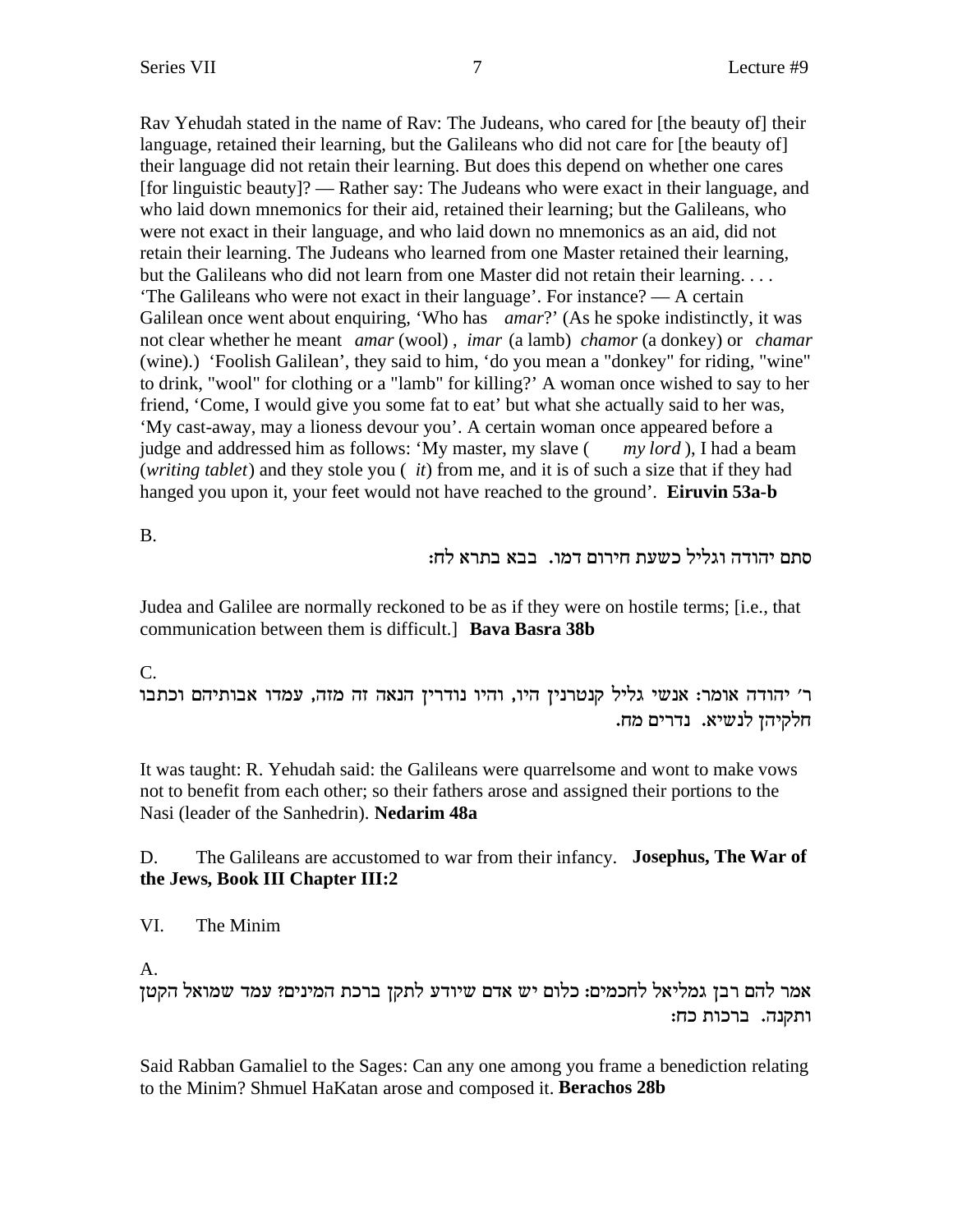Rav Yehudah stated in the name of Rav: The Judeans, who cared for [the beauty of] their language, retained their learning, but the Galileans who did not care for [the beauty of] their language did not retain their learning. But does this depend on whether one cares [for linguistic beauty]? — Rather say: The Judeans who were exact in their language, and who laid down mnemonics for their aid, retained their learning; but the Galileans, who were not exact in their language, and who laid down no mnemonics as an aid, did not retain their learning. The Judeans who learned from one Master retained their learning, but the Galileans who did not learn from one Master did not retain their learning. . . . 'The Galileans who were not exact in their language'. For instance? — A certain Galilean once went about enquiring, 'Who has *amar*?' (As he spoke indistinctly, it was not clear whether he meant *amar* (wool) , *imar* (a lamb) *chamor* (a donkey) or *chamar* (wine).) 'Foolish Galilean', they said to him, 'do you mean a "donkey" for riding, "wine" to drink, "wool" for clothing or a "lamb" for killing?' A woman once wished to say to her friend, 'Come, I would give you some fat to eat' but what she actually said to her was, 'My cast-away, may a lioness devour you'. A certain woman once appeared before a judge and addressed him as follows: 'My master, my slave ( *my lord* ), I had a beam (*writing tablet*) and they stole you ( *it*) from me, and it is of such a size that if they had hanged you upon it, your feet would not have reached to the ground'. **Eiruvin 53a-b**

B.

סתם יהודה וגליל כשעת חירום דמו. בבא בתרא לח:

Judea and Galilee are normally reckoned to be as if they were on hostile terms; [i.e., that communication between them is difficult.] **Bava Basra 38b**

C.

ר׳ יהודה אומר: אנשי גליל קנטרנין היו, והיו נודרין הנאה זה מזה, עמדו אבותיהם וכתבו חלקיהן לנשיא. נדרים מח.

It was taught: R. Yehudah said: the Galileans were quarrelsome and wont to make vows not to benefit from each other; so their fathers arose and assigned their portions to the Nasi (leader of the Sanhedrin). **Nedarim 48a**

D. The Galileans are accustomed to war from their infancy. **Josephus, The War of the Jews, Book III Chapter III:2**

VI. The Minim

A.

אמר להם רבן גמליאל לחכמים: כלום יש אדם שיודע לתקן ברכת המינים? עמד שמואל הקטן ותקנה. ברכות כח:

Said Rabban Gamaliel to the Sages: Can any one among you frame a benediction relating to the Minim? Shmuel HaKatan arose and composed it. **Berachos 28b**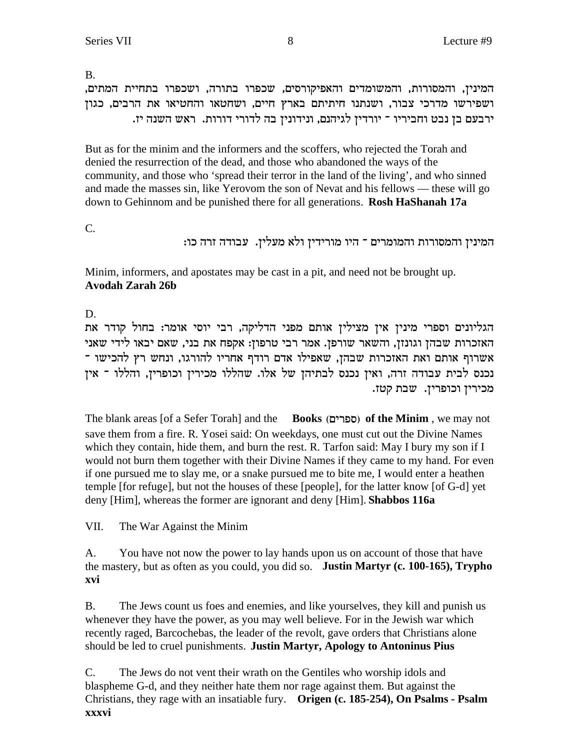B.

המינין, והמסורות, והמשומדים והאפיקורסים, שכפרו בתורה, ושכפרו בתחיית המתים, ושפירשו מדרכי צבור, ושנתנו חיתיתם בארץ חיים, ושחטאו והחטיאו את הרבים, כגון ירבעם בן נבט וחביריו ־ יורדין לגיהנם, ונידונין בה לדורי דורות. ראש השנה יז.

But as for the minim and the informers and the scoffers, who rejected the Torah and denied the resurrection of the dead, and those who abandoned the ways of the community, and those who 'spread their terror in the land of the living', and who sinned and made the masses sin, like Yerovom the son of Nevat and his fellows — these will go down to Gehinnom and be punished there for all generations. **Rosh HaShanah 17a**

C.

המינין והמסורות והמומרים ־ היו מורידין ולא מעלין. עבודה זרה כו:

Minim, informers, and apostates may be cast in a pit, and need not be brought up. **Avodah Zarah 26b**

D.

הגליונים וספרי מינין אין מצילין אותם מפני הדליקה, רבי יוסי אומר: בחול קודר את האזכרות שבהן וגונזן, והשאר שורפן. אמר רבי טרפון: אקפח את בני, שאם יבאו לידי שאני אשרוף אותם ואת האזכרות שבהן, שאפילו אדם רודף אחריו להורגו, ונחש רץ להכישו ־ נכנס לבית עבודה זרה, ואין נכנס לבתיהן של אלו. שהללו מכירין וכופרין, והללו ־ אין מכירין וכופרין. שבת קטז.

The blank areas [of a Sefer Torah] and the **Books (ספרים) of the Minim**, we may not save them from a fire. R. Yosei said: On weekdays, one must cut out the Divine Names which they contain, hide them, and burn the rest. R. Tarfon said: May I bury my son if I would not burn them together with their Divine Names if they came to my hand. For even if one pursued me to slay me, or a snake pursued me to bite me, I would enter a heathen temple [for refuge], but not the houses of these [people], for the latter know [of G-d] yet deny [Him], whereas the former are ignorant and deny [Him]. **Shabbos 116a**

VII. The War Against the Minim

A. You have not now the power to lay hands upon us on account of those that have the mastery, but as often as you could, you did so. **Justin Martyr (c. 100-165), Trypho xvi**

B. The Jews count us foes and enemies, and like yourselves, they kill and punish us whenever they have the power, as you may well believe. For in the Jewish war which recently raged, Barcochebas, the leader of the revolt, gave orders that Christians alone should be led to cruel punishments. **Justin Martyr, Apology to Antoninus Pius**

C. The Jews do not vent their wrath on the Gentiles who worship idols and blaspheme G-d, and they neither hate them nor rage against them. But against the Christians, they rage with an insatiable fury. **Origen (c. 185-254), On Psalms - Psalm xxxvi**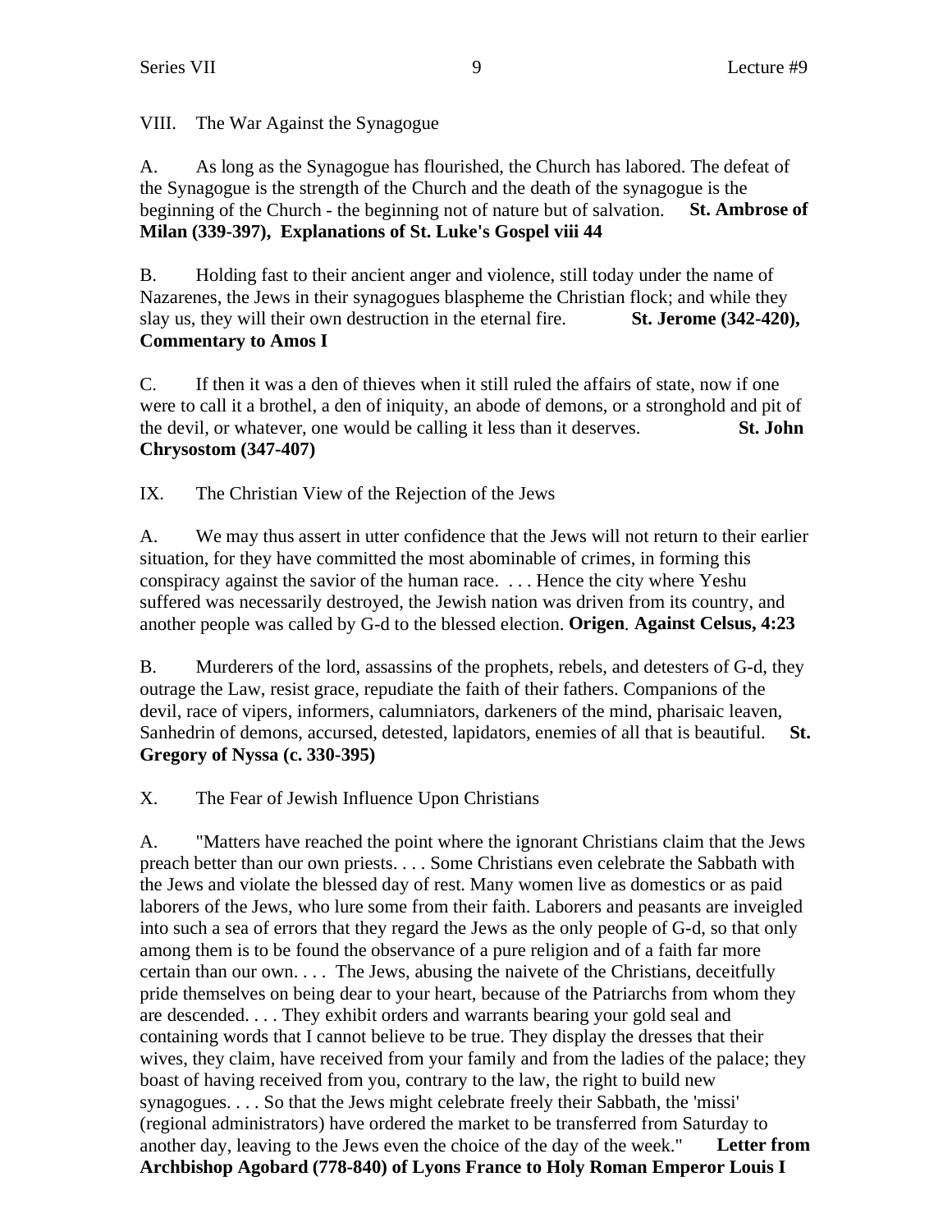VIII. The War Against the Synagogue

A. As long as the Synagogue has flourished, the Church has labored. The defeat of the Synagogue is the strength of the Church and the death of the synagogue is the beginning of the Church - the beginning not of nature but of salvation. **St. Ambrose of Milan (339-397), Explanations of St. Luke's Gospel viii 44**

B. Holding fast to their ancient anger and violence, still today under the name of Nazarenes, the Jews in their synagogues blaspheme the Christian flock; and while they slay us, they will their own destruction in the eternal fire. **St. Jerome (342-420), Commentary to Amos I**

C. If then it was a den of thieves when it still ruled the affairs of state, now if one were to call it a brothel, a den of iniquity, an abode of demons, or a stronghold and pit of the devil, or whatever, one would be calling it less than it deserves. **St. John Chrysostom (347-407)**

IX. The Christian View of the Rejection of the Jews

A. We may thus assert in utter confidence that the Jews will not return to their earlier situation, for they have committed the most abominable of crimes, in forming this conspiracy against the savior of the human race. . . . Hence the city where Yeshu suffered was necessarily destroyed, the Jewish nation was driven from its country, and another people was called by G-d to the blessed election. **Origen. Against Celsus, 4:23**

B. Murderers of the lord, assassins of the prophets, rebels, and detesters of G-d, they outrage the Law, resist grace, repudiate the faith of their fathers. Companions of the devil, race of vipers, informers, calumniators, darkeners of the mind, pharisaic leaven, Sanhedrin of demons, accursed, detested, lapidators, enemies of all that is beautiful. **St. Gregory of Nyssa (c. 330-395)**

X. The Fear of Jewish Influence Upon Christians

A. "Matters have reached the point where the ignorant Christians claim that the Jews preach better than our own priests. . . . Some Christians even celebrate the Sabbath with the Jews and violate the blessed day of rest. Many women live as domestics or as paid laborers of the Jews, who lure some from their faith. Laborers and peasants are inveigled into such a sea of errors that they regard the Jews as the only people of G-d, so that only among them is to be found the observance of a pure religion and of a faith far more certain than our own. . . . The Jews, abusing the naivete of the Christians, deceitfully pride themselves on being dear to your heart, because of the Patriarchs from whom they are descended. . . . They exhibit orders and warrants bearing your gold seal and containing words that I cannot believe to be true. They display the dresses that their wives, they claim, have received from your family and from the ladies of the palace; they boast of having received from you, contrary to the law, the right to build new synagogues. . . . So that the Jews might celebrate freely their Sabbath, the 'missi' (regional administrators) have ordered the market to be transferred from Saturday to another day, leaving to the Jews even the choice of the day of the week." **Letter from Archbishop Agobard (778-840) of Lyons France to Holy Roman Emperor Louis I**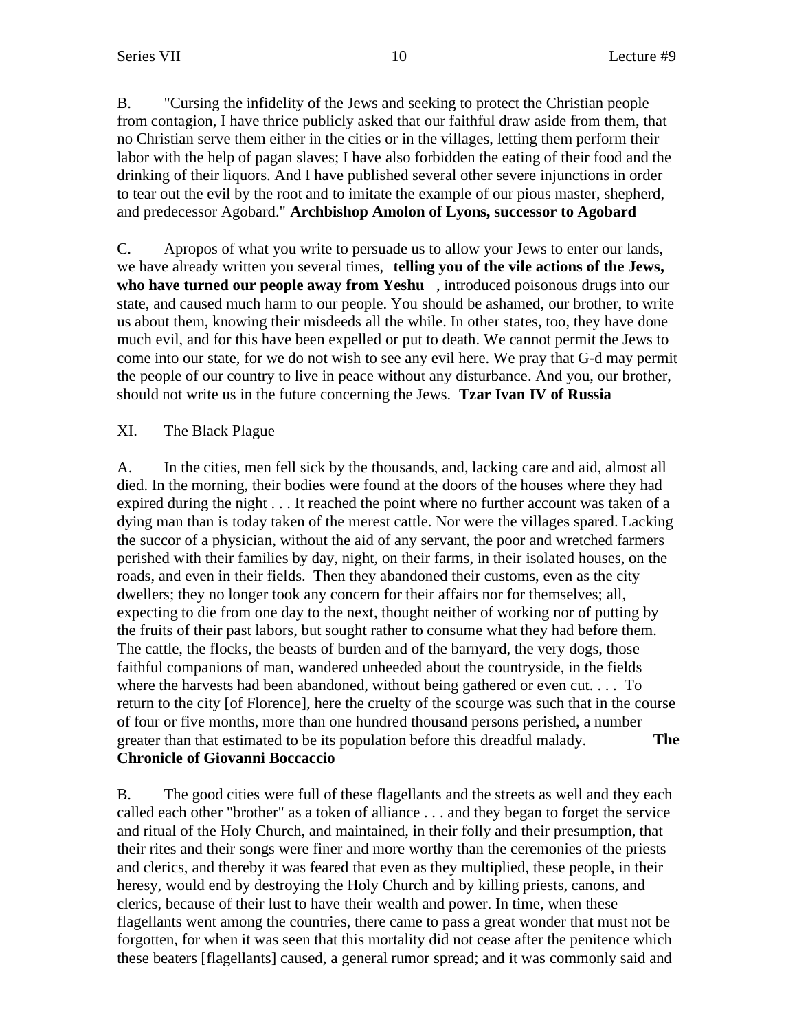B. "Cursing the infidelity of the Jews and seeking to protect the Christian people from contagion, I have thrice publicly asked that our faithful draw aside from them, that no Christian serve them either in the cities or in the villages, letting them perform their labor with the help of pagan slaves; I have also forbidden the eating of their food and the drinking of their liquors. And I have published several other severe injunctions in order to tear out the evil by the root and to imitate the example of our pious master, shepherd, and predecessor Agobard." **Archbishop Amolon of Lyons, successor to Agobard**

C. Apropos of what you write to persuade us to allow your Jews to enter our lands, we have already written you several times, **telling you of the vile actions of the Jews, who have turned our people away from Yeshu**, introduced poisonous drugs into our state, and caused much harm to our people. You should be ashamed, our brother, to write us about them, knowing their misdeeds all the while. In other states, too, they have done much evil, and for this have been expelled or put to death. We cannot permit the Jews to come into our state, for we do not wish to see any evil here. We pray that G-d may permit the people of our country to live in peace without any disturbance. And you, our brother, should not write us in the future concerning the Jews. **Tzar Ivan IV of Russia**

XI. The Black Plague

A. In the cities, men fell sick by the thousands, and, lacking care and aid, almost all died. In the morning, their bodies were found at the doors of the houses where they had expired during the night . . . It reached the point where no further account was taken of a dying man than is today taken of the merest cattle. Nor were the villages spared. Lacking the succor of a physician, without the aid of any servant, the poor and wretched farmers perished with their families by day, night, on their farms, in their isolated houses, on the roads, and even in their fields. Then they abandoned their customs, even as the city dwellers; they no longer took any concern for their affairs nor for themselves; all, expecting to die from one day to the next, thought neither of working nor of putting by the fruits of their past labors, but sought rather to consume what they had before them. The cattle, the flocks, the beasts of burden and of the barnyard, the very dogs, those faithful companions of man, wandered unheeded about the countryside, in the fields where the harvests had been abandoned, without being gathered or even cut. . . . To return to the city [of Florence], here the cruelty of the scourge was such that in the course of four or five months, more than one hundred thousand persons perished, a number greater than that estimated to be its population before this dreadful malady. **The Chronicle of Giovanni Boccaccio**

B. The good cities were full of these flagellants and the streets as well and they each called each other "brother" as a token of alliance . . . and they began to forget the service and ritual of the Holy Church, and maintained, in their folly and their presumption, that their rites and their songs were finer and more worthy than the ceremonies of the priests and clerics, and thereby it was feared that even as they multiplied, these people, in their heresy, would end by destroying the Holy Church and by killing priests, canons, and clerics, because of their lust to have their wealth and power. In time, when these flagellants went among the countries, there came to pass a great wonder that must not be forgotten, for when it was seen that this mortality did not cease after the penitence which these beaters [flagellants] caused, a general rumor spread; and it was commonly said and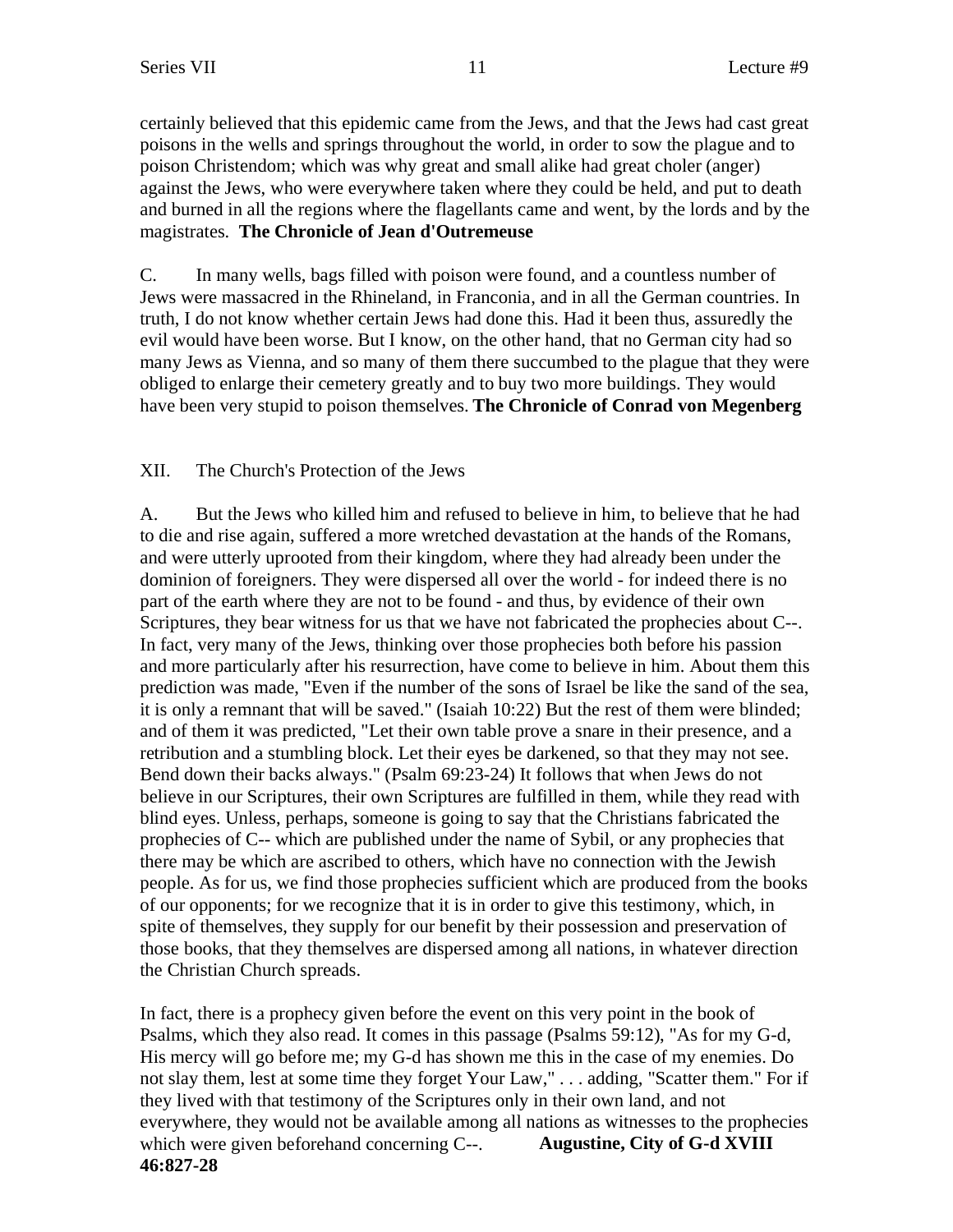certainly believed that this epidemic came from the Jews, and that the Jews had cast great poisons in the wells and springs throughout the world, in order to sow the plague and to poison Christendom; which was why great and small alike had great choler (anger) against the Jews, who were everywhere taken where they could be held, and put to death and burned in all the regions where the flagellants came and went, by the lords and by the magistrates. **The Chronicle of Jean d'Outremeuse**

C. In many wells, bags filled with poison were found, and a countless number of Jews were massacred in the Rhineland, in Franconia, and in all the German countries. In truth, I do not know whether certain Jews had done this. Had it been thus, assuredly the evil would have been worse. But I know, on the other hand, that no German city had so many Jews as Vienna, and so many of them there succumbed to the plague that they were obliged to enlarge their cemetery greatly and to buy two more buildings. They would have been very stupid to poison themselves. **The Chronicle of Conrad von Megenberg**

XII. The Church's Protection of the Jews

A. But the Jews who killed him and refused to believe in him, to believe that he had to die and rise again, suffered a more wretched devastation at the hands of the Romans, and were utterly uprooted from their kingdom, where they had already been under the dominion of foreigners. They were dispersed all over the world - for indeed there is no part of the earth where they are not to be found - and thus, by evidence of their own Scriptures, they bear witness for us that we have not fabricated the prophecies about C--. In fact, very many of the Jews, thinking over those prophecies both before his passion and more particularly after his resurrection, have come to believe in him. About them this prediction was made, "Even if the number of the sons of Israel be like the sand of the sea, it is only a remnant that will be saved." (Isaiah 10:22) But the rest of them were blinded; and of them it was predicted, "Let their own table prove a snare in their presence, and a retribution and a stumbling block. Let their eyes be darkened, so that they may not see. Bend down their backs always." (Psalm 69:23-24) It follows that when Jews do not believe in our Scriptures, their own Scriptures are fulfilled in them, while they read with blind eyes. Unless, perhaps, someone is going to say that the Christians fabricated the prophecies of C-- which are published under the name of Sybil, or any prophecies that there may be which are ascribed to others, which have no connection with the Jewish people. As for us, we find those prophecies sufficient which are produced from the books of our opponents; for we recognize that it is in order to give this testimony, which, in spite of themselves, they supply for our benefit by their possession and preservation of those books, that they themselves are dispersed among all nations, in whatever direction the Christian Church spreads.

In fact, there is a prophecy given before the event on this very point in the book of Psalms, which they also read. It comes in this passage (Psalms 59:12), "As for my G-d, His mercy will go before me; my G-d has shown me this in the case of my enemies. Do not slay them, lest at some time they forget Your Law," . . . adding, "Scatter them." For if they lived with that testimony of the Scriptures only in their own land, and not everywhere, they would not be available among all nations as witnesses to the prophecies which were given beforehand concerning C--. **Augustine, City of G-d XVIII 46:827-28**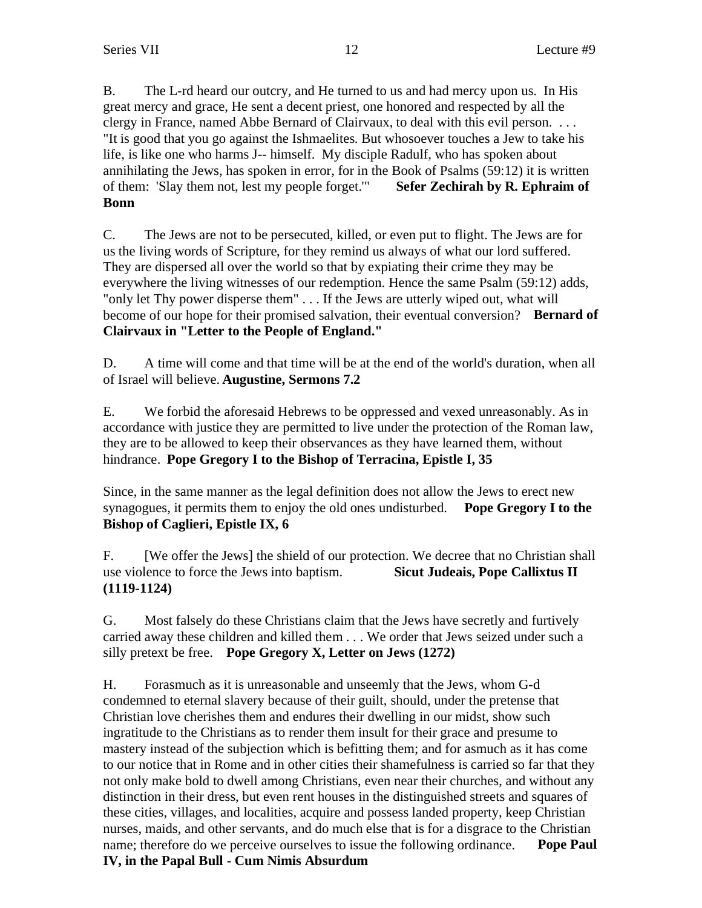B. The L-rd heard our outcry, and He turned to us and had mercy upon us. In His great mercy and grace, He sent a decent priest, one honored and respected by all the clergy in France, named Abbe Bernard of Clairvaux, to deal with this evil person. . . . "It is good that you go against the Ishmaelites. But whosoever touches a Jew to take his life, is like one who harms J-- himself. My disciple Radulf, who has spoken about annihilating the Jews, has spoken in error, for in the Book of Psalms (59:12) it is written of them: 'Slay them not, lest my people forget.'" **Sefer Zechirah by R. Ephraim of Bonn**

C. The Jews are not to be persecuted, killed, or even put to flight. The Jews are for us the living words of Scripture, for they remind us always of what our lord suffered. They are dispersed all over the world so that by expiating their crime they may be everywhere the living witnesses of our redemption. Hence the same Psalm (59:12) adds, "only let Thy power disperse them" . . . If the Jews are utterly wiped out, what will become of our hope for their promised salvation, their eventual conversion? **Bernard of Clairvaux in "Letter to the People of England."**

D. A time will come and that time will be at the end of the world's duration, when all of Israel will believe. **Augustine, Sermons 7.2**

E. We forbid the aforesaid Hebrews to be oppressed and vexed unreasonably. As in accordance with justice they are permitted to live under the protection of the Roman law, they are to be allowed to keep their observances as they have learned them, without hindrance. **Pope Gregory I to the Bishop of Terracina, Epistle I, 35**

Since, in the same manner as the legal definition does not allow the Jews to erect new synagogues, it permits them to enjoy the old ones undisturbed. **Pope Gregory I to the Bishop of Caglieri, Epistle IX, 6**

F. [We offer the Jews] the shield of our protection. We decree that no Christian shall use violence to force the Jews into baptism. **Sicut Judeais, Pope Callixtus II (1119-1124)**

G. Most falsely do these Christians claim that the Jews have secretly and furtively carried away these children and killed them . . . We order that Jews seized under such a silly pretext be free. **Pope Gregory X, Letter on Jews (1272)**

H. Forasmuch as it is unreasonable and unseemly that the Jews, whom G-d condemned to eternal slavery because of their guilt, should, under the pretense that Christian love cherishes them and endures their dwelling in our midst, show such ingratitude to the Christians as to render them insult for their grace and presume to mastery instead of the subjection which is befitting them; and for asmuch as it has come to our notice that in Rome and in other cities their shamefulness is carried so far that they not only make bold to dwell among Christians, even near their churches, and without any distinction in their dress, but even rent houses in the distinguished streets and squares of these cities, villages, and localities, acquire and possess landed property, keep Christian nurses, maids, and other servants, and do much else that is for a disgrace to the Christian name; therefore do we perceive ourselves to issue the following ordinance. **Pope Paul IV, in the Papal Bull - Cum Nimis Absurdum**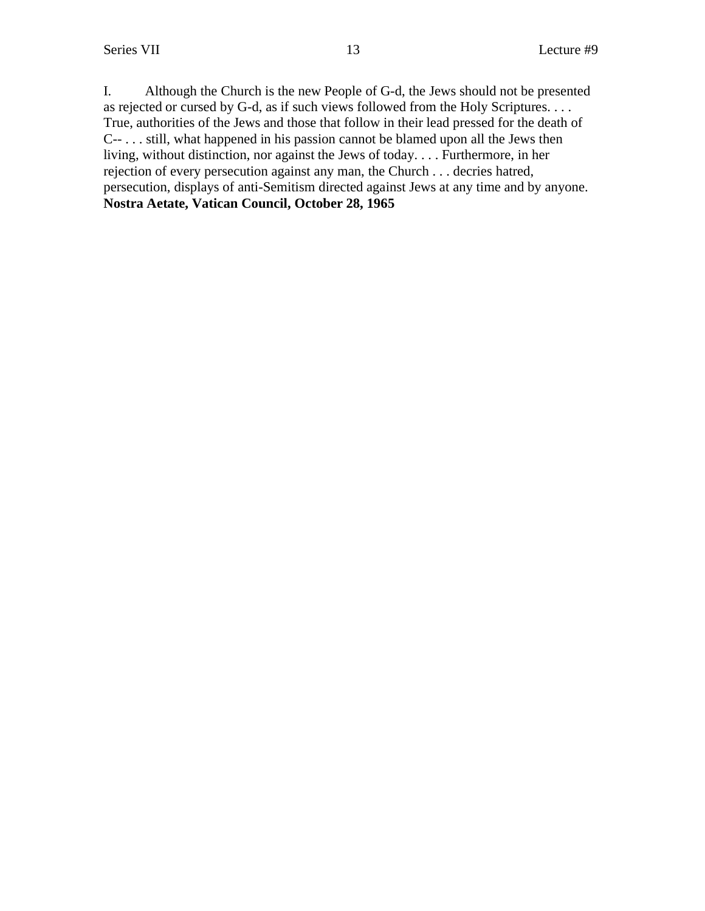I. Although the Church is the new People of G-d, the Jews should not be presented as rejected or cursed by G-d, as if such views followed from the Holy Scriptures. . . . True, authorities of the Jews and those that follow in their lead pressed for the death of C-- . . . still, what happened in his passion cannot be blamed upon all the Jews then living, without distinction, nor against the Jews of today. . . . Furthermore, in her rejection of every persecution against any man, the Church . . . decries hatred, persecution, displays of anti-Semitism directed against Jews at any time and by anyone. **Nostra Aetate, Vatican Council, October 28, 1965**